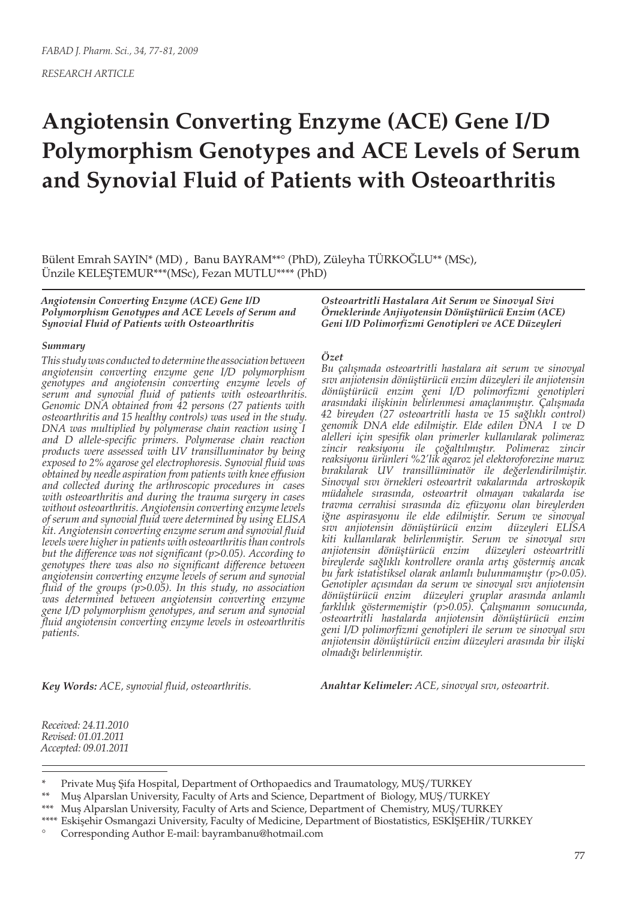RESEARCH ARTICLE

# Angiotensin Converting Enzyme (ACE) Gene I/D Polymorphism Genotypes and ACE Levels of Serum and Synovial Fluid of Patients with Osteoarthritis

Bülent Emrah SAYIN* (MD) , Banu BAYRAM**° (PhD), Züleyha TÜRKOĞLU** (MSc), Ünzile KELEŞTEMUR***(MSc), Fezan MUTLU**** (PhD)

***Angiotensin Converting Enzyme (ACE) Gene I/D Polymorphism Genotypes and ACE Levels of Serum and Synovial Fluid of Patients with Osteoarthritis***

***Summary***

*This study was conducted to determine the association between angiotensin converting enzyme gene I/D polymorphism genotypes and angiotensin converting enzyme levels of serum and synovial fluid of patients with osteoarthritis. Genomic DNA obtained from 42 persons (27 patients with osteoarthritis and 15 healthy controls) was used in the study. DNA was multiplied by polymerase chain reaction using I and D allele-specific primers. Polymerase chain reaction products were assessed with UV transilluminator by being exposed to 2% agarose gel electrophoresis. Synovial fluid was obtained by needle aspiration from patients with knee effusion and collected during the arthroscopic procedures in cases with osteoarthritis and during the trauma surgery in cases without osteoarthritis. Angiotensin converting enzyme levels of serum and synovial fluid were determined by using ELISA kit. Angiotensin converting enzyme serum and synovial fluid levels were higher in patients with osteoarthritis than controls but the difference was not significant (p>0.05). According to genotypes there was also no significant difference between angiotensin converting enzyme levels of serum and synovial fluid of the groups (p>0.05). In this study, no association was determined between angiotensin converting enzyme gene I/D polymorphism genotypes, and serum and synovial fluid angiotensin converting enzyme levels in osteoarthritis patients.*

***Key Words:*** *ACE, synovial fluid, osteoarthritis.*

***Osteoartritli Hastalara Ait Serum ve Sinovyal Sivi Örneklerinde Anjiyotensin Dönüştürücü Enzim (ACE) Geni I/D Polimorfizmi Genotipleri ve ACE Düzeyleri***

***Özet***

*Bu çalışmada osteoartritli hastalara ait serum ve sinovyal sıvı anjiotensin dönüştürücü enzim düzeyleri ile anjiotensin dönüştürücü enzim geni I/D polimorfizmi genotipleri arasındaki ilişkinin belirlenmesi amaçlanmıştır. Çalışmada 42 bireyden (27 osteoartritli hasta ve 15 sağlıklı control) genomik DNA elde edilmiştir. Elde edilen DNA I ve D alelleri için spesifik olan primerler kullanılarak polimeraz zincir reaksiyonu ile çoğaltılmıştır. Polimeraz zincir reaksiyonu ürünleri %2'lik agaroz jel elektoforezine maruz bırakılarak UV transillüminatör ile değerlendirilmiştir. Sinovyal sıvı örnekleri osteoartrit vakalarında artroskopik müdahele sırasında, osteoartrit olmayan vakalarda ise travma cerrahisi sırasında diz efüzyonu olan bireylerden iğne aspirasyonu ile elde edilmiştir. Serum ve sinovyal sıvı anjiotensin dönüştürücü enzim düzeyleri ELISA kiti kullanılarak belirlenmiştir. Serum ve sinovyal sıvı anjiotensin dönüştürücü enzim düzeyleri osteoartritli bireylerde sağlıklı kontrollere oranla artış göstermiş ancak bu fark istatistiksel olarak anlamlı bulunmamıştır (p>0.05). Genotipler açısından da serum ve sinovyal sıvı anjiotensin dönüştürücü enzim düzeyleri gruplar arasında anlamlı farklılık göstermemiştir (p>0.05). Çalışmanın sonucunda, osteoartritli hastalarda anjiotensin dönüştürücü enzim geni I/D polimorfizmi genotipleri ile serum ve sinovyal sıvı anjiotensin dönüştürücü enzim düzeyleri arasında bir ilişki olmadığı belirlenmiştir.*

***Anahtar Kelimeler:*** *ACE, sinovyal sıvı, osteoartrit.*

*Received: 24.11.2010*
*Revised: 01.01.2011*
*Accepted: 09.01.2011*

---

\* Private Muş Şifa Hospital, Department of Orthopaedics and Traumatology, MUŞ/TURKEY

** Muş Alparslan University, Faculty of Arts and Science, Department of Biology, MUŞ/TURKEY

*** Muş Alparslan University, Faculty of Arts and Science, Department of Chemistry, MUŞ/TURKEY

**** Eskişehir Osmangazi University, Faculty of Medicine, Department of Biostatistics, ESKİŞEHİR/TURKEY

° Corresponding Author E-mail: bayrambanu@hotmail.com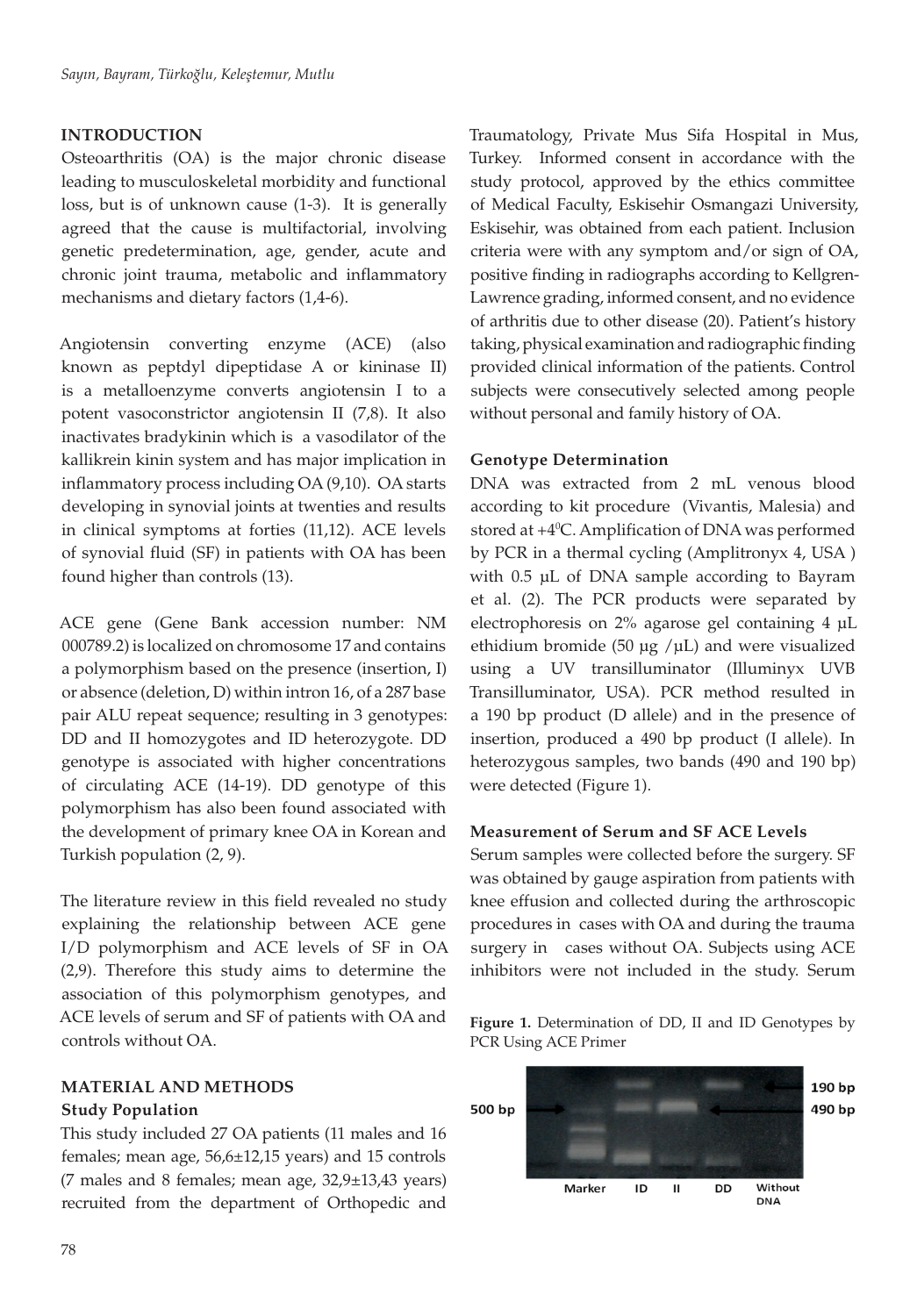## INTRODUCTION

Osteoarthritis (OA) is the major chronic disease leading to musculoskeletal morbidity and functional loss, but is of unknown cause (1-3). It is generally agreed that the cause is multifactorial, involving genetic predetermination, age, gender, acute and chronic joint trauma, metabolic and inflammatory mechanisms and dietary factors (1,4-6).

Angiotensin converting enzyme (ACE) (also known as peptdyl dipeptidase A or kininase II) is a metalloenzyme converts angiotensin I to a potent vasoconstrictor angiotensin II (7,8). It also inactivates bradykinin which is a vasodilator of the kallikrein kinin system and has major implication in inflammatory process including OA (9,10). OA starts developing in synovial joints at twenties and results in clinical symptoms at forties (11,12). ACE levels of synovial fluid (SF) in patients with OA has been found higher than controls (13).

ACE gene (Gene Bank accession number: NM 000789.2) is localized on chromosome 17 and contains a polymorphism based on the presence (insertion, I) or absence (deletion, D) within intron 16, of a 287 base pair ALU repeat sequence; resulting in 3 genotypes: DD and II homozygotes and ID heterozygote. DD genotype is associated with higher concentrations of circulating ACE (14-19). DD genotype of this polymorphism has also been found associated with the development of primary knee OA in Korean and Turkish population (2, 9).

The literature review in this field revealed no study explaining the relationship between ACE gene I/D polymorphism and ACE levels of SF in OA (2,9). Therefore this study aims to determine the association of this polymorphism genotypes, and ACE levels of serum and SF of patients with OA and controls without OA.

## MATERIAL AND METHODS

### Study Population

This study included 27 OA patients (11 males and 16 females; mean age, 56,6±12,15 years) and 15 controls (7 males and 8 females; mean age, 32,9±13,43 years) recruited from the department of Orthopedic and Traumatology, Private Mus Sifa Hospital in Mus, Turkey. Informed consent in accordance with the study protocol, approved by the ethics committee of Medical Faculty, Eskisehir Osmangazi University, Eskisehir, was obtained from each patient. Inclusion criteria were with any symptom and/or sign of OA, positive finding in radiographs according to Kellgren-Lawrence grading, informed consent, and no evidence of arthritis due to other disease (20). Patient's history taking, physical examination and radiographic finding provided clinical information of the patients. Control subjects were consecutively selected among people without personal and family history of OA.

### Genotype Determination

DNA was extracted from 2 mL venous blood according to kit procedure (Vivantis, Malesia) and stored at +4$^0$C. Amplification of DNA was performed by PCR in a thermal cycling (Amplitronyx 4, USA ) with 0.5 µL of DNA sample according to Bayram et al. (2). The PCR products were separated by electrophoresis on 2% agarose gel containing 4 µL ethidium bromide (50 µg /µL) and were visualized using a UV transilluminator (Illuminyx UVB Transilluminator, USA). PCR method resulted in a 190 bp product (D allele) and in the presence of insertion, produced a 490 bp product (I allele). In heterozygous samples, two bands (490 and 190 bp) were detected (Figure 1).

### Measurement of Serum and SF ACE Levels

Serum samples were collected before the surgery. SF was obtained by gauge aspiration from patients with knee effusion and collected during the arthroscopic procedures in cases with OA and during the trauma surgery in cases without OA. Subjects using ACE inhibitors were not included in the study. Serum

**Figure 1.** Determination of DD, II and ID Genotypes by PCR Using ACE Primer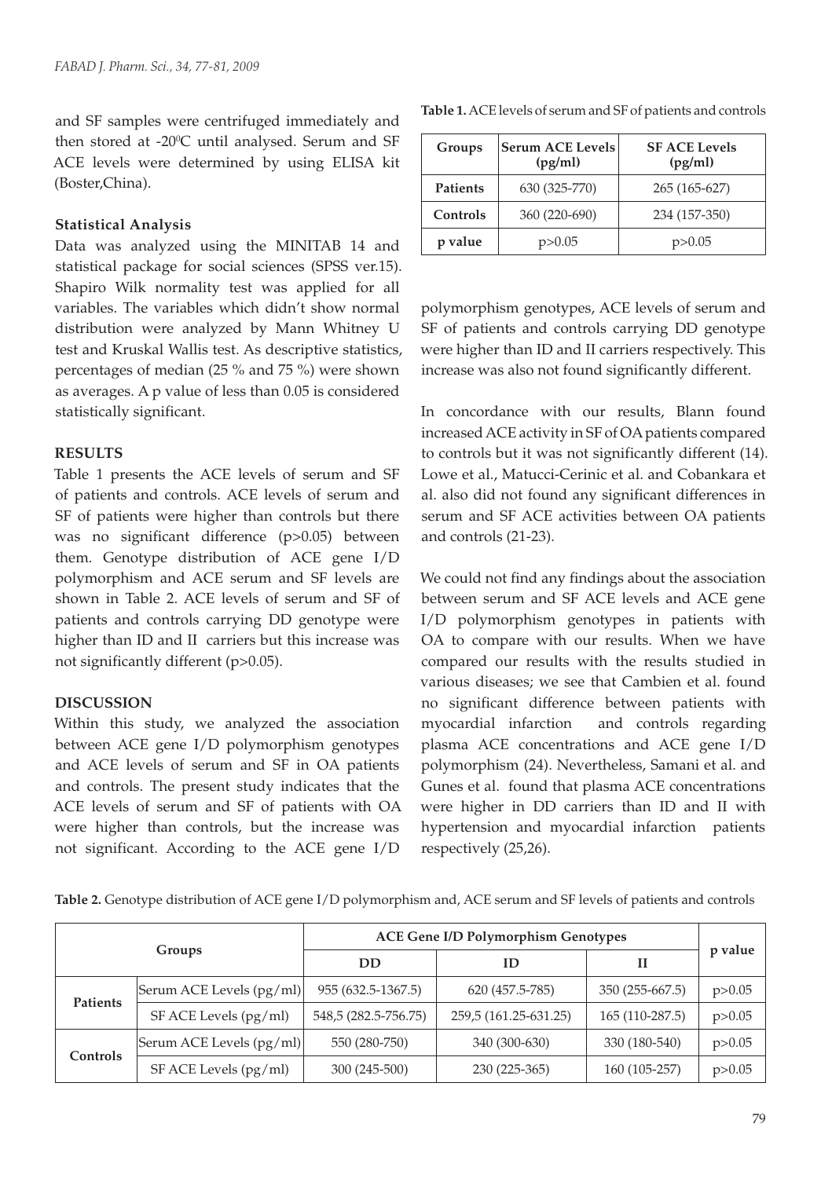and SF samples were centrifuged immediately and then stored at -20$^0$C until analysed. Serum and SF ACE levels were determined by using ELISA kit (Boster,China).

### Statistical Analysis

Data was analyzed using the MINITAB 14 and statistical package for social sciences (SPSS ver.15). Shapiro Wilk normality test was applied for all variables. The variables which didn't show normal distribution were analyzed by Mann Whitney U test and Kruskal Wallis test. As descriptive statistics, percentages of median (25 % and 75 %) were shown as averages. A p value of less than 0.05 is considered statistically significant.

## RESULTS

Table 1 presents the ACE levels of serum and SF of patients and controls. ACE levels of serum and SF of patients were higher than controls but there was no significant difference ($p>0.05$) between them. Genotype distribution of ACE gene I/D polymorphism and ACE serum and SF levels are shown in Table 2. ACE levels of serum and SF of patients and controls carrying DD genotype were higher than ID and II carriers but this increase was not significantly different ($p>0.05$).

## DISCUSSION

Within this study, we analyzed the association between ACE gene I/D polymorphism genotypes and ACE levels of serum and SF in OA patients and controls. The present study indicates that the ACE levels of serum and SF of patients with OA were higher than controls, but the increase was not significant. According to the ACE gene I/D polymorphism genotypes, ACE levels of serum and SF of patients and controls carrying DD genotype were higher than ID and II carriers respectively. This increase was also not found significantly different.

**Table 1.** ACE levels of serum and SF of patients and controls

| Groups | Serum ACE Levels (pg/ml) | SF ACE Levels (pg/ml) |
|---|---|---|
| **Patients** | 630 (325-770) | 265 (165-627) |
| **Controls** | 360 (220-690) | 234 (157-350) |
| **p value** | p>0.05 | p>0.05 |

In concordance with our results, Blann found increased ACE activity in SF of OA patients compared to controls but it was not significantly different (14). Lowe et al., Matucci-Cerinic et al. and Cobankara et al. also did not found any significant differences in serum and SF ACE activities between OA patients and controls (21-23).

We could not find any findings about the association between serum and SF ACE levels and ACE gene I/D polymorphism genotypes in patients with OA to compare with our results. When we have compared our results with the results studied in various diseases; we see that Cambien et al. found no significant difference between patients with myocardial infarction and controls regarding plasma ACE concentrations and ACE gene I/D polymorphism (24). Nevertheless, Samani et al. and Gunes et al. found that plasma ACE concentrations were higher in DD carriers than ID and II with hypertension and myocardial infarction patients respectively (25,26).

**Table 2.** Genotype distribution of ACE gene I/D polymorphism and, ACE serum and SF levels of patients and controls

| Groups | | ACE Gene I/D Polymorphism Genotypes | | | p value |
|---|---|---|---|---|---|
| | | DD | ID | II | |
| **Patients** | Serum ACE Levels (pg/ml) | 955 (632.5-1367.5) | 620 (457.5-785) | 350 (255-667.5) | p>0.05 |
| | SF ACE Levels (pg/ml) | 548,5 (282.5-756.75) | 259,5 (161.25-631.25) | 165 (110-287.5) | p>0.05 |
| **Controls** | Serum ACE Levels (pg/ml) | 550 (280-750) | 340 (300-630) | 330 (180-540) | p>0.05 |
| | SF ACE Levels (pg/ml) | 300 (245-500) | 230 (225-365) | 160 (105-257) | p>0.05 |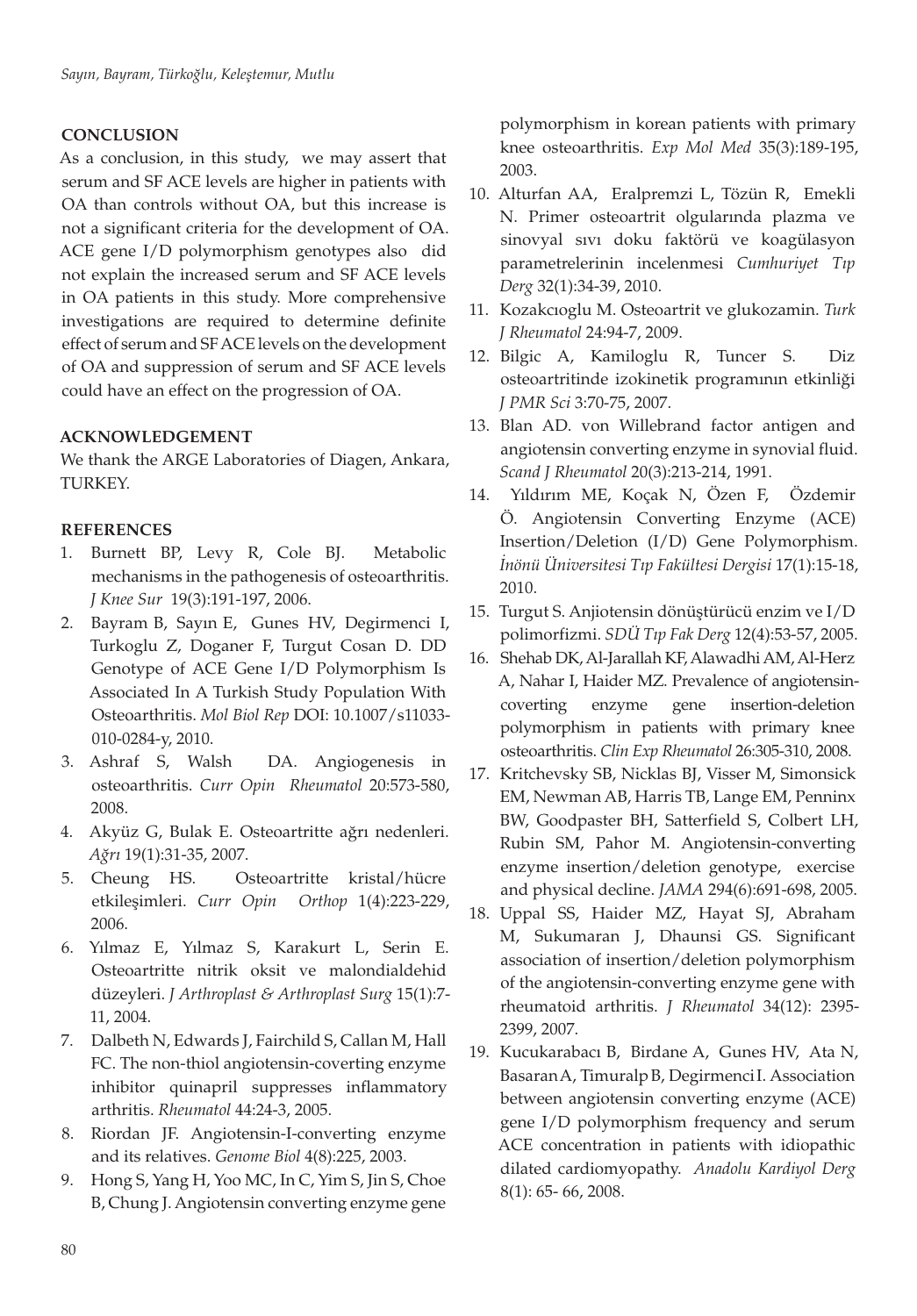## CONCLUSION

As a conclusion, in this study, we may assert that serum and SF ACE levels are higher in patients with OA than controls without OA, but this increase is not a significant criteria for the development of OA. ACE gene I/D polymorphism genotypes also did not explain the increased serum and SF ACE levels in OA patients in this study. More comprehensive investigations are required to determine definite effect of serum and SF ACE levels on the development of OA and suppression of serum and SF ACE levels could have an effect on the progression of OA.

## ACKNOWLEDGEMENT

We thank the ARGE Laboratories of Diagen, Ankara, TURKEY.

## REFERENCES

1. Burnett BP, Levy R, Cole BJ. Metabolic mechanisms in the pathogenesis of osteoarthritis. *J Knee Sur* 19(3):191-197, 2006.
2. Bayram B, Sayın E, Gunes HV, Degirmenci I, Turkoglu Z, Doganer F, Turgut Cosan D. DD Genotype of ACE Gene I/D Polymorphism Is Associated In A Turkish Study Population With Osteoarthritis. *Mol Biol Rep* DOI: 10.1007/s11033-010-0284-y, 2010.
3. Ashraf S, Walsh DA. Angiogenesis in osteoarthritis. *Curr Opin Rheumatol* 20:573-580, 2008.
4. Akyüz G, Bulak E. Osteoartritte ağrı nedenleri. *Ağrı* 19(1):31-35, 2007.
5. Cheung HS. Osteoartritte kristal/hücre etkileşimleri. *Curr Opin Orthop* 1(4):223-229, 2006.
6. Yılmaz E, Yılmaz S, Karakurt L, Serin E. Osteoartritte nitrik oksit ve malondialdehid düzeyleri. *J Arthroplast & Arthroplast Surg* 15(1):7-11, 2004.
7. Dalbeth N, Edwards J, Fairchild S, Callan M, Hall FC. The non-thiol angiotensin-coverting enzyme inhibitor quinapril suppresses inflammatory arthritis. *Rheumatol* 44:24-3, 2005.
8. Riordan JF. Angiotensin-I-converting enzyme and its relatives. *Genome Biol* 4(8):225, 2003.
9. Hong S, Yang H, Yoo MC, In C, Yim S, Jin S, Choe B, Chung J. Angiotensin converting enzyme gene polymorphism in korean patients with primary knee osteoarthritis. *Exp Mol Med* 35(3):189-195, 2003.
10. Alturfan AA, Eralpremzi L, Tözün R, Emekli N. Primer osteoartrit olgularında plazma ve sinovyal sıvı doku faktörü ve koagülasyon parametrelerinin incelenmesi *Cumhuriyet Tıp Derg* 32(1):34-39, 2010.
11. Kozakcıoglu M. Osteoartrit ve glukozamin. *Turk J Rheumatol* 24:94-7, 2009.
12. Bilgic A, Kamiloglu R, Tuncer S. Diz osteoartritinde izokinetik programının etkinliği *J PMR Sci* 3:70-75, 2007.
13. Blan AD. von Willebrand factor antigen and angiotensin converting enzyme in synovial fluid. *Scand J Rheumatol* 20(3):213-214, 1991.
14. Yıldırım ME, Koçak N, Özen F, Özdemir Ö. Angiotensin Converting Enzyme (ACE) Insertion/Deletion (I/D) Gene Polymorphism. *İnönü Üniversitesi Tıp Fakültesi Dergisi* 17(1):15-18, 2010.
15. Turgut S. Anjiotensin dönüştürücü enzim ve I/D polimorfizmi. *SDÜ Tıp Fak Derg* 12(4):53-57, 2005.
16. Shehab DK, Al-Jarallah KF, Alawadhi AM, Al-Herz A, Nahar I, Haider MZ. Prevalence of angiotensin-coverting enzyme gene insertion-deletion polymorphism in patients with primary knee osteoarthritis. *Clin Exp Rheumatol* 26:305-310, 2008.
17. Kritchevsky SB, Nicklas BJ, Visser M, Simonsick EM, Newman AB, Harris TB, Lange EM, Penninx BW, Goodpaster BH, Satterfield S, Colbert LH, Rubin SM, Pahor M. Angiotensin-converting enzyme insertion/deletion genotype, exercise and physical decline. *JAMA* 294(6):691-698, 2005.
18. Uppal SS, Haider MZ, Hayat SJ, Abraham M, Sukumaran J, Dhaunsi GS. Significant association of insertion/deletion polymorphism of the angiotensin-converting enzyme gene with rheumatoid arthritis. *J Rheumatol* 34(12): 2395-2399, 2007.
19. Kucukarabacı B, Birdane A, Gunes HV, Ata N, Basaran A, Timuralp B, Degirmenci I. Association between angiotensin converting enzyme (ACE) gene I/D polymorphism frequency and serum ACE concentration in patients with idiopathic dilated cardiomyopathy. *Anadolu Kardiyol Derg* 8(1): 65- 66, 2008.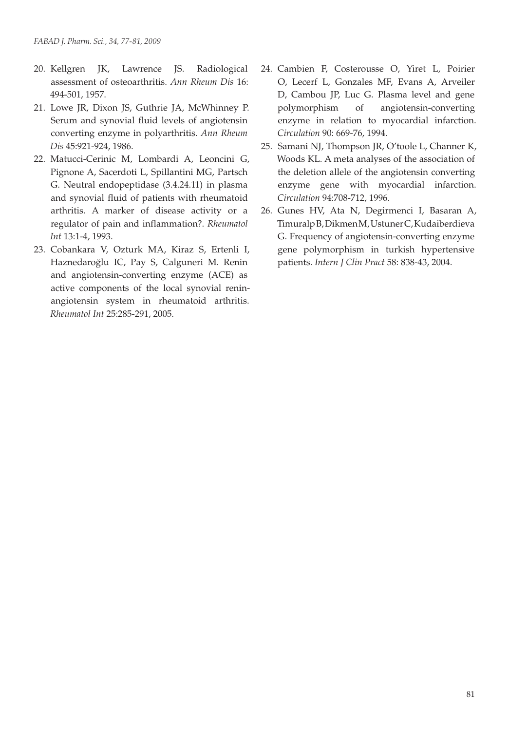20. Kellgren JK, Lawrence JS. Radiological assessment of osteoarthritis. *Ann Rheum Dis* 16: 494-501, 1957.
21. Lowe JR, Dixon JS, Guthrie JA, McWhinney P. Serum and synovial fluid levels of angiotensin converting enzyme in polyarthritis. *Ann Rheum Dis* 45:921-924, 1986.
22. Matucci-Cerinic M, Lombardi A, Leoncini G, Pignone A, Sacerdoti L, Spillantini MG, Partsch G. Neutral endopeptidase (3.4.24.11) in plasma and synovial fluid of patients with rheumatoid arthritis. A marker of disease activity or a regulator of pain and inflammation?. *Rheumatol Int* 13:1-4, 1993.
23. Cobankara V, Ozturk MA, Kiraz S, Ertenli I, Haznedaroğlu IC, Pay S, Calguneri M. Renin and angiotensin-converting enzyme (ACE) as active components of the local synovial renin-angiotensin system in rheumatoid arthritis. *Rheumatol Int* 25:285-291, 2005.
24. Cambien F, Costerousse O, Yiret L, Poirier O, Lecerf L, Gonzales MF, Evans A, Arveiler D, Cambou JP, Luc G. Plasma level and gene polymorphism of angiotensin-converting enzyme in relation to myocardial infarction. *Circulation* 90: 669-76, 1994.
25. Samani NJ, Thompson JR, O'toole L, Channer K, Woods KL. A meta analyses of the association of the deletion allele of the angiotensin converting enzyme gene with myocardial infarction. *Circulation* 94:708-712, 1996.
26. Gunes HV, Ata N, Degirmenci I, Basaran A, Timuralp B, Dikmen M, Ustuner C, Kudaiberdieva G. Frequency of angiotensin-converting enzyme gene polymorphism in turkish hypertensive patients. *Intern J Clin Pract* 58: 838-43, 2004.